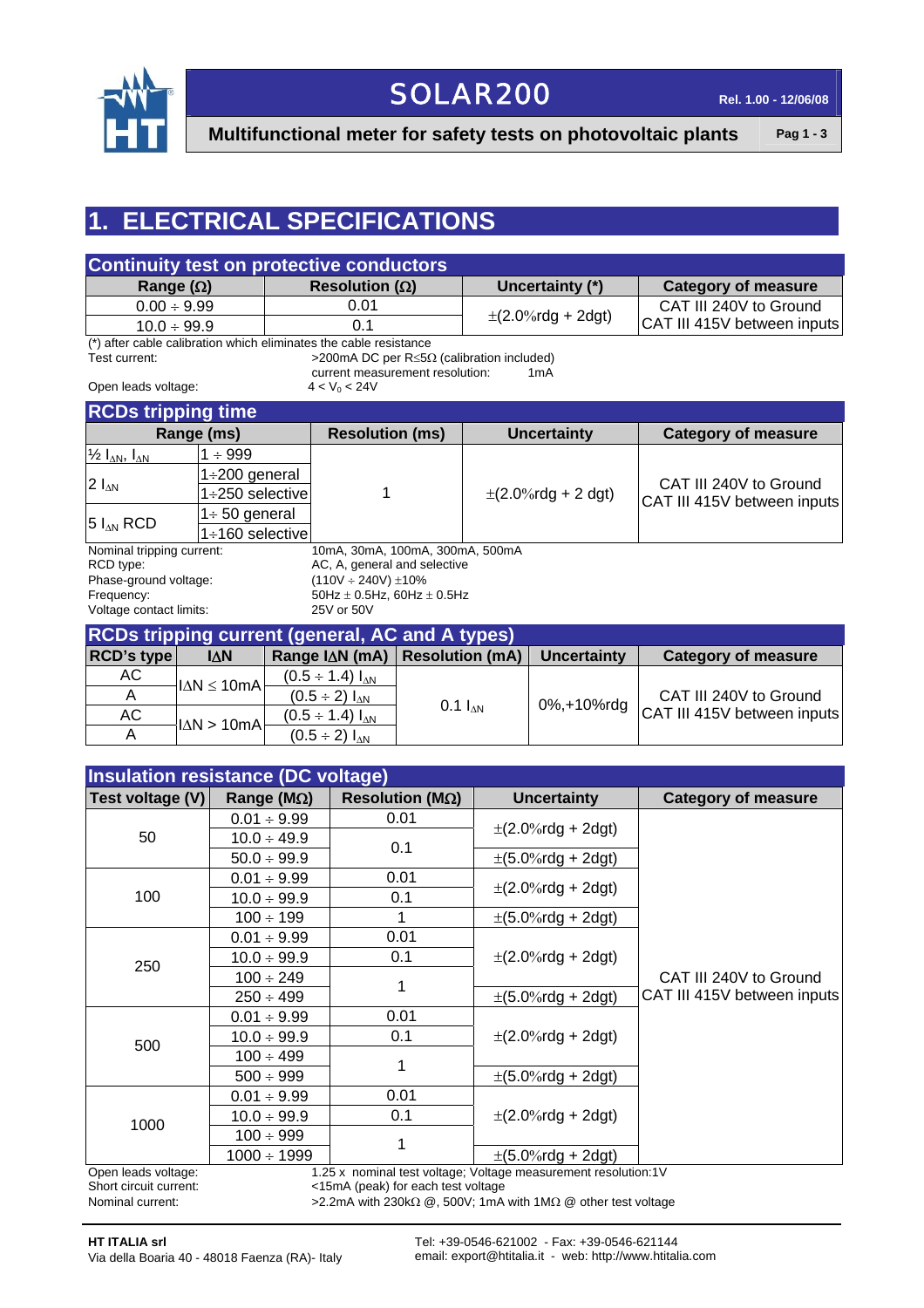# SOLAR200

**Rel. 1.00 - 12/06/08**

**Multifunctional meter for safety tests on photovoltaic plants**

## 1. ELECTRICAL SPECIFICATIONS

### Continuity test on protective conductors

| Range (Ω) | Resolution (Ω) | Uncertainty (*) | Category of measure |
|---|---|---|---|
| 0.00 ÷ 9.99 | 0.01 | ±(2.0%rdg + 2dgt) | CAT III 240V to Ground<br>CAT III 415V between inputs |
| 10.0 ÷ 99.9 | 0.1 | | |

(*) after cable calibration which eliminates the cable resistance

Test current: >200mA DC per R≤5Ω (calibration included)
current measurement resolution: 1mA

Open leads voltage: $4 < V_0 < 24V$

### RCDs tripping time

| Range (ms) | | Resolution (ms) | Uncertainty | Category of measure |
|---|---|---|---|---|
| ½ $I_{\Delta N}$, $I_{\Delta N}$ | 1 ÷ 999 | 1 | ±(2.0%rdg + 2 dgt) | CAT III 240V to Ground<br>CAT III 415V between inputs |
| 2 $I_{\Delta N}$ | 1÷200 general | | | |
| | 1÷250 selective | | | |
| 5 $I_{\Delta N}$ RCD | 1÷ 50 general | | | |
| | 1÷160 selective | | | |

Nominal tripping current: 10mA, 30mA, 100mA, 300mA, 500mA
RCD type: AC, A, general and selective
Phase-ground voltage: (110V ÷ 240V) ±10%
Frequency: 50Hz ± 0.5Hz, 60Hz ± 0.5Hz
Voltage contact limits: 25V or 50V

### RCDs tripping current (general, AC and A types)

| RCD's type | IΔN | Range IΔN (mA) | Resolution (mA) | Uncertainty | Category of measure |
|---|---|---|---|---|---|
| AC | IΔN ≤ 10mA | (0.5 ÷ 1.4) $I_{\Delta N}$ | 0.1 $I_{\Delta N}$ | 0%,+10%rdg | CAT III 240V to Ground<br>CAT III 415V between inputs |
| A | | (0.5 ÷ 2) $I_{\Delta N}$ | | | |
| AC | IΔN > 10mA | (0.5 ÷ 1.4) $I_{\Delta N}$ | | | |
| A | | (0.5 ÷ 2) $I_{\Delta N}$ | | | |

### Insulation resistance (DC voltage)

| Test voltage (V) | Range (MΩ) | Resolution (MΩ) | Uncertainty | Category of measure |
|---|---|---|---|---|
| 50 | 0.01 ÷ 9.99 | 0.01 | ±(2.0%rdg + 2dgt) | CAT III 240V to Ground<br>CAT III 415V between inputs |
| | 10.0 ÷ 49.9 | 0.1 | | |
| | 50.0 ÷ 99.9 | | ±(5.0%rdg + 2dgt) | |
| 100 | 0.01 ÷ 9.99 | 0.01 | ±(2.0%rdg + 2dgt) | |
| | 10.0 ÷ 99.9 | 0.1 | | |
| | 100 ÷ 199 | 1 | ±(5.0%rdg + 2dgt) | |
| 250 | 0.01 ÷ 9.99 | 0.01 | ±(2.0%rdg + 2dgt) | |
| | 10.0 ÷ 99.9 | 0.1 | | |
| | 100 ÷ 249 | 1 | | |
| | 250 ÷ 499 | | ±(5.0%rdg + 2dgt) | |
| 500 | 0.01 ÷ 9.99 | 0.01 | ±(2.0%rdg + 2dgt) | |
| | 10.0 ÷ 99.9 | 0.1 | | |
| | 100 ÷ 499 | 1 | | |
| | 500 ÷ 999 | | ±(5.0%rdg + 2dgt) | |
| 1000 | 0.01 ÷ 9.99 | 0.01 | ±(2.0%rdg + 2dgt) | |
| | 10.0 ÷ 99.9 | 0.1 | | |
| | 100 ÷ 999 | 1 | | |
| | 1000 ÷ 1999 | | ±(5.0%rdg + 2dgt) | |

Open leads voltage: 1.25 x nominal test voltage; Voltage measurement resolution:1V
Short circuit current: <15mA (peak) for each test voltage
Nominal current: >2.2mA with 230kΩ @, 500V; 1mA with 1MΩ @ other test voltage

**HT ITALIA srl**
Via della Boaria 40 - 48018 Faenza (RA)- Italy

Tel: +39-0546-621002 - Fax: +39-0546-621144
email: export@htitalia.it - web: http://www.htitalia.com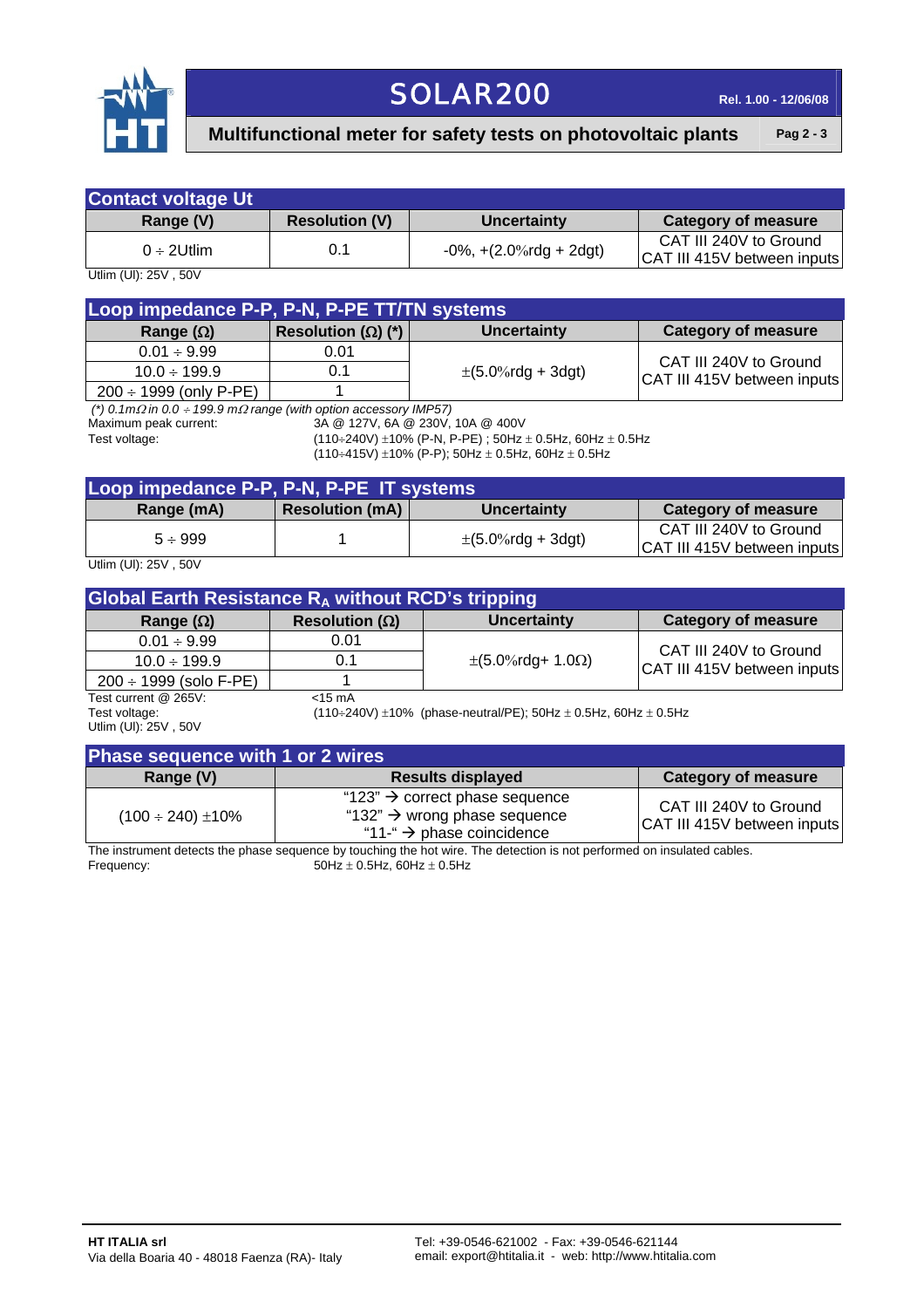## Contact voltage Ut

| Range (V) | Resolution (V) | Uncertainty | Category of measure |
|---|---|---|---|
| 0 ÷ 2Utlim | 0.1 | -0%, +(2.0%rdg + 2dgt) | CAT III 240V to Ground<br>CAT III 415V between inputs |

Utlim (UI): 25V , 50V

## Loop impedance P-P, P-N, P-PE TT/TN systems

| Range (Ω) | Resolution (Ω) (*) | Uncertainty | Category of measure |
|---|---|---|---|
| 0.01 ÷ 9.99 | 0.01 | ±(5.0%rdg + 3dgt) | CAT III 240V to Ground<br>CAT III 415V between inputs |
| 10.0 ÷ 199.9 | 0.1 | | |
| 200 ÷ 1999 (only P-PE) | 1 | | |

*(\*) 0.1mΩ in 0.0 ÷ 199.9 mΩ range (with option accessory IMP57)*

Maximum peak current: 3A @ 127V, 6A @ 230V, 10A @ 400V

Test voltage: (110÷240V) ±10% (P-N, P-PE) ; 50Hz ± 0.5Hz, 60Hz ± 0.5Hz
(110÷415V) ±10% (P-P); 50Hz ± 0.5Hz, 60Hz ± 0.5Hz

## Loop impedance P-P, P-N, P-PE IT systems

| Range (mA) | Resolution (mA) | Uncertainty | Category of measure |
|---|---|---|---|
| 5 ÷ 999 | 1 | ±(5.0%rdg + 3dgt) | CAT III 240V to Ground<br>CAT III 415V between inputs |

Utlim (UI): 25V , 50V

## Global Earth Resistance $R_A$ without RCD's tripping

| Range (Ω) | Resolution (Ω) | Uncertainty | Category of measure |
|---|---|---|---|
| 0.01 ÷ 9.99 | 0.01 | ±(5.0%rdg+ 1.0Ω) | CAT III 240V to Ground<br>CAT III 415V between inputs |
| 10.0 ÷ 199.9 | 0.1 | | |
| 200 ÷ 1999 (solo F-PE) | 1 | | |

Test current @ 265V: <15 mA

Test voltage: (110÷240V) ±10% (phase-neutral/PE); 50Hz ± 0.5Hz, 60Hz ± 0.5Hz

Utlim (UI): 25V , 50V

## Phase sequence with 1 or 2 wires

| Range (V) | Results displayed | Category of measure |
|---|---|---|
| (100 ÷ 240) ±10% | "123" → correct phase sequence<br>"132" → wrong phase sequence<br>"11-" → phase coincidence | CAT III 240V to Ground<br>CAT III 415V between inputs |

The instrument detects the phase sequence by touching the hot wire. The detection is not performed on insulated cables.

Frequency: 50Hz ± 0.5Hz, 60Hz ± 0.5Hz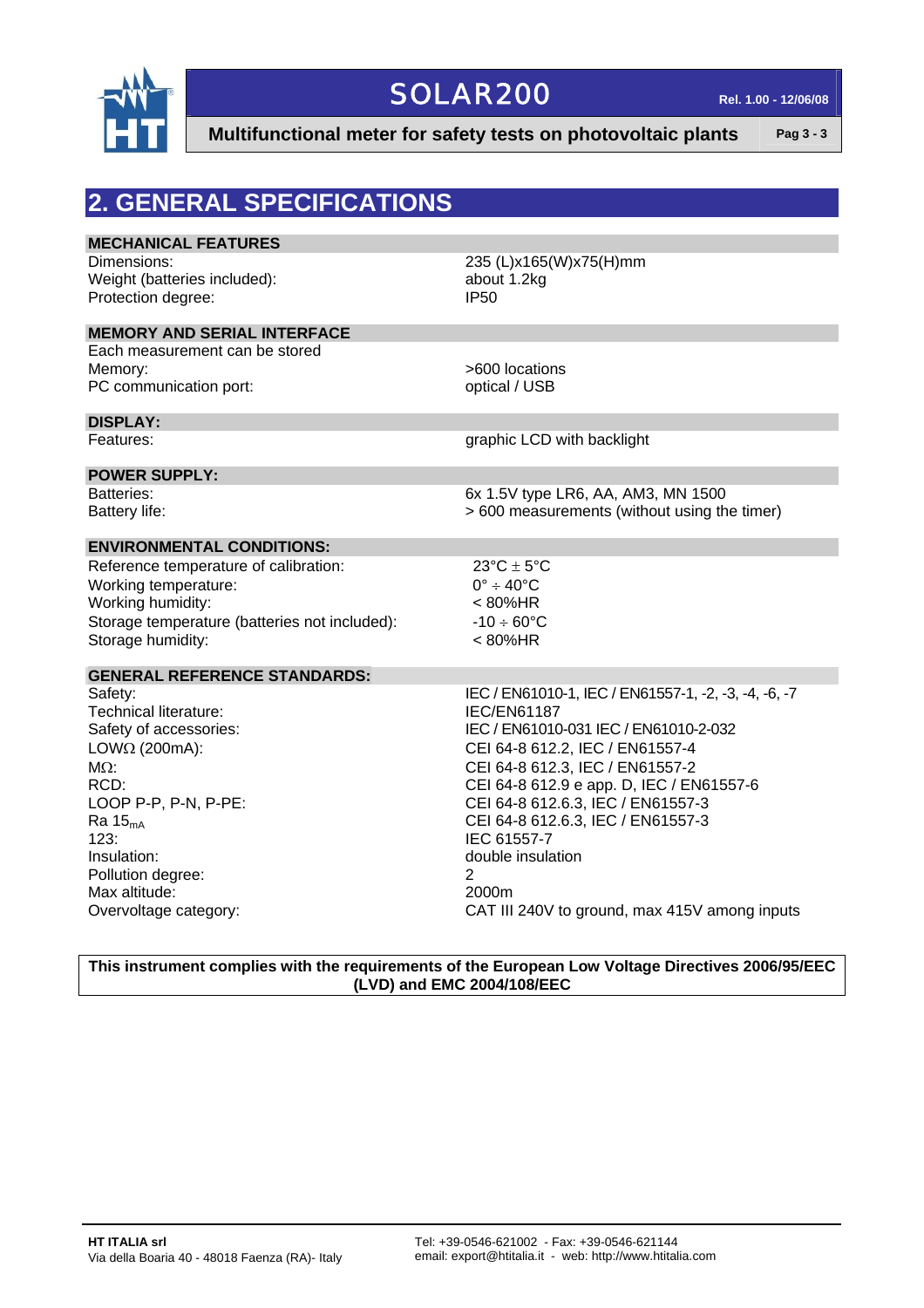## 2. GENERAL SPECIFICATIONS

| | |
|---|---|
| **MECHANICAL FEATURES** | |
| Dimensions: | 235 (L)x165(W)x75(H)mm |
| Weight (batteries included): | about 1.2kg |
| Protection degree: | IP50 |
| **MEMORY AND SERIAL INTERFACE** | |
| Each measurement can be stored | |
| Memory: | >600 locations |
| PC communication port: | optical / USB |
| **DISPLAY:** | |
| Features: | graphic LCD with backlight |
| **POWER SUPPLY:** | |
| Batteries: | 6x 1.5V type LR6, AA, AM3, MN 1500 |
| Battery life: | > 600 measurements (without using the timer) |
| **ENVIRONMENTAL CONDITIONS:** | |
| Reference temperature of calibration: | 23°C ± 5°C |
| Working temperature: | 0° ÷ 40°C |
| Working humidity: | < 80%HR |
| Storage temperature (batteries not included): | -10 ÷ 60°C |
| Storage humidity: | < 80%HR |
| **GENERAL REFERENCE STANDARDS:** | |
| Safety: | IEC / EN61010-1, IEC / EN61557-1, -2, -3, -4, -6, -7 |
| Technical literature: | IEC/EN61187 |
| Safety of accessories: | IEC / EN61010-031 IEC / EN61010-2-032 |
| LOWΩ (200mA): | CEI 64-8 612.2, IEC / EN61557-4 |
| MΩ: | CEI 64-8 612.3, IEC / EN61557-2 |
| RCD: | CEI 64-8 612.9 e app. D, IEC / EN61557-6 |
| LOOP P-P, P-N, P-PE: | CEI 64-8 612.6.3, IEC / EN61557-3 |
| Ra $15_{mA}$ | CEI 64-8 612.6.3, IEC / EN61557-3 |
| 123: | IEC 61557-7 |
| Insulation: | double insulation |
| Pollution degree: | 2 |
| Max altitude: | 2000m |
| Overvoltage category: | CAT III 240V to ground, max 415V among inputs |

**This instrument complies with the requirements of the European Low Voltage Directives 2006/95/EEC (LVD) and EMC 2004/108/EEC**